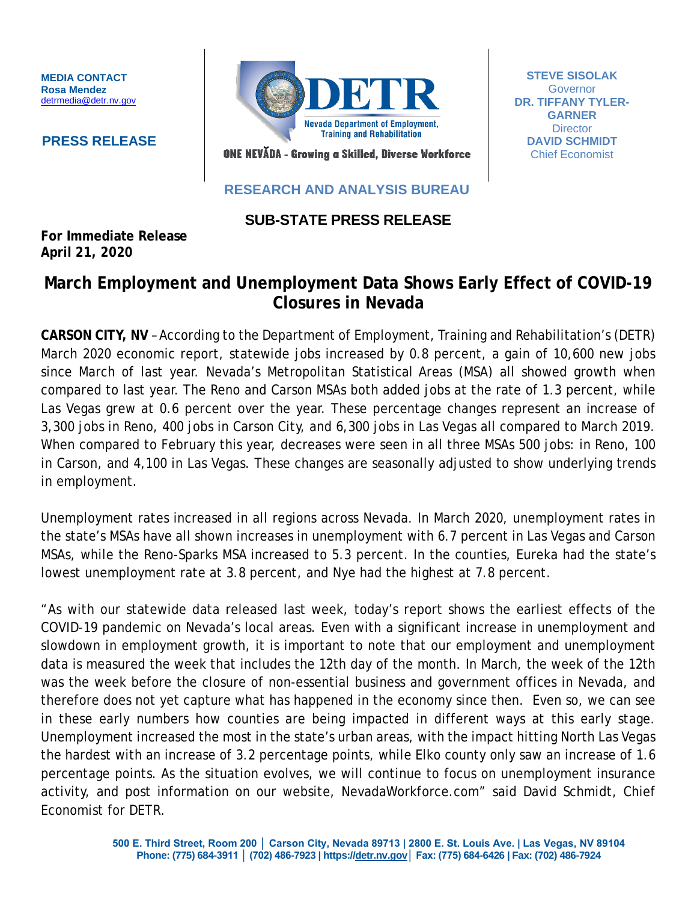**MEDIA CONTACT**
**Rosa Mendez**
detrmedia@detr.nv.gov

**PRESS RELEASE**

DETR
Nevada Department of Employment, Training and Rehabilitation
ONE NEVĂDA - Growing a Skilled, Diverse Workforce

**STEVE SISOLAK**
Governor
**DR. TIFFANY TYLER-GARNER**
Director
**DAVID SCHMIDT**
Chief Economist

**RESEARCH AND ANALYSIS BUREAU**

## SUB-STATE PRESS RELEASE

**For Immediate Release**
**April 21, 2020**

# March Employment and Unemployment Data Shows Early Effect of COVID-19 Closures in Nevada

**CARSON CITY, NV** – According to the Department of Employment, Training and Rehabilitation's (DETR) March 2020 economic report, statewide jobs increased by 0.8 percent, a gain of 10,600 new jobs since March of last year. Nevada's Metropolitan Statistical Areas (MSA) all showed growth when compared to last year. The Reno and Carson MSAs both added jobs at the rate of 1.3 percent, while Las Vegas grew at 0.6 percent over the year. These percentage changes represent an increase of 3,300 jobs in Reno, 400 jobs in Carson City, and 6,300 jobs in Las Vegas all compared to March 2019. When compared to February this year, decreases were seen in all three MSAs 500 jobs: in Reno, 100 in Carson, and 4,100 in Las Vegas. These changes are seasonally adjusted to show underlying trends in employment.

Unemployment rates increased in all regions across Nevada. In March 2020, unemployment rates in the state's MSAs have all shown increases in unemployment with 6.7 percent in Las Vegas and Carson MSAs, while the Reno-Sparks MSA increased to 5.3 percent. In the counties, Eureka had the state's lowest unemployment rate at 3.8 percent, and Nye had the highest at 7.8 percent.

"As with our statewide data released last week, today's report shows the earliest effects of the COVID-19 pandemic on Nevada's local areas. Even with a significant increase in unemployment and slowdown in employment growth, it is important to note that our employment and unemployment data is measured the week that includes the 12th day of the month. In March, the week of the 12th was the week before the closure of non-essential business and government offices in Nevada, and therefore does not yet capture what has happened in the economy since then. Even so, we can see in these early numbers how counties are being impacted in different ways at this early stage. Unemployment increased the most in the state's urban areas, with the impact hitting North Las Vegas the hardest with an increase of 3.2 percentage points, while Elko county only saw an increase of 1.6 percentage points. As the situation evolves, we will continue to focus on unemployment insurance activity, and post information on our website, NevadaWorkforce.com" said David Schmidt, Chief Economist for DETR.

500 E. Third Street, Room 200 | Carson City, Nevada 89713 | 2800 E. St. Louis Ave. | Las Vegas, NV 89104
Phone: (775) 684-3911 | (702) 486-7923 | https://detr.nv.gov | Fax: (775) 684-6426 | Fax: (702) 486-7924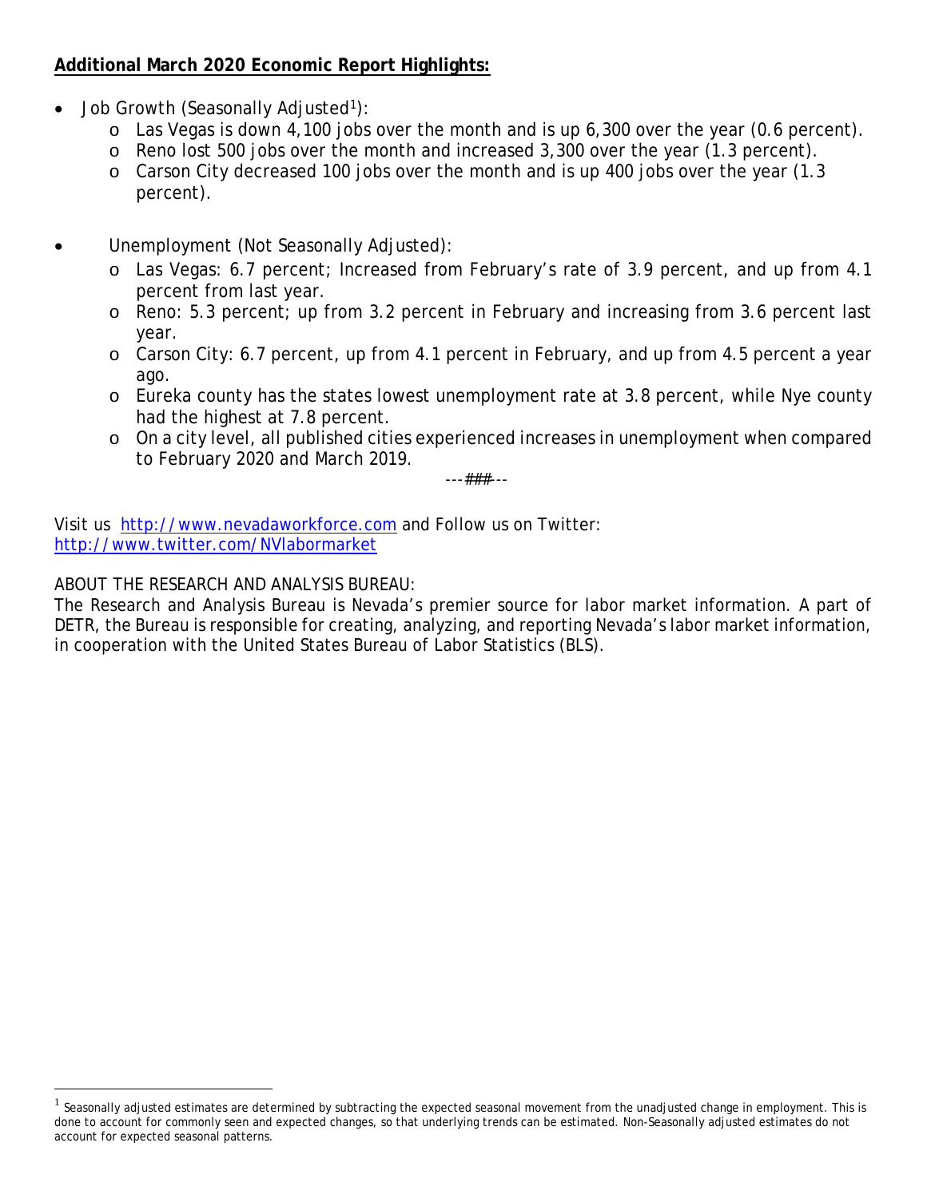**Additional March 2020 Economic Report Highlights:**

- Job Growth (Seasonally Adjusted[1]):
  - Las Vegas is down 4,100 jobs over the month and is up 6,300 over the year (0.6 percent).
  - Reno lost 500 jobs over the month and increased 3,300 over the year (1.3 percent).
  - Carson City decreased 100 jobs over the month and is up 400 jobs over the year (1.3 percent).

- Unemployment (Not Seasonally Adjusted):
  - Las Vegas: 6.7 percent; Increased from February's rate of 3.9 percent, and up from 4.1 percent from last year.
  - Reno: 5.3 percent; up from 3.2 percent in February and increasing from 3.6 percent last year.
  - Carson City: 6.7 percent, up from 4.1 percent in February, and up from 4.5 percent a year ago.
  - Eureka county has the states lowest unemployment rate at 3.8 percent, while Nye county had the highest at 7.8 percent.
  - On a city level, all published cities experienced increases in unemployment when compared to February 2020 and March 2019.

---###---

Visit us http://www.nevadaworkforce.com and Follow us on Twitter: http://www.twitter.com/NVlabormarket

ABOUT THE RESEARCH AND ANALYSIS BUREAU:
The Research and Analysis Bureau is Nevada's premier source for labor market information. A part of DETR, the Bureau is responsible for creating, analyzing, and reporting Nevada's labor market information, in cooperation with the United States Bureau of Labor Statistics (BLS).

[1] Seasonally adjusted estimates are determined by subtracting the expected seasonal movement from the unadjusted change in employment. This is done to account for commonly seen and expected changes, so that underlying trends can be estimated. Non-Seasonally adjusted estimates do not account for expected seasonal patterns.